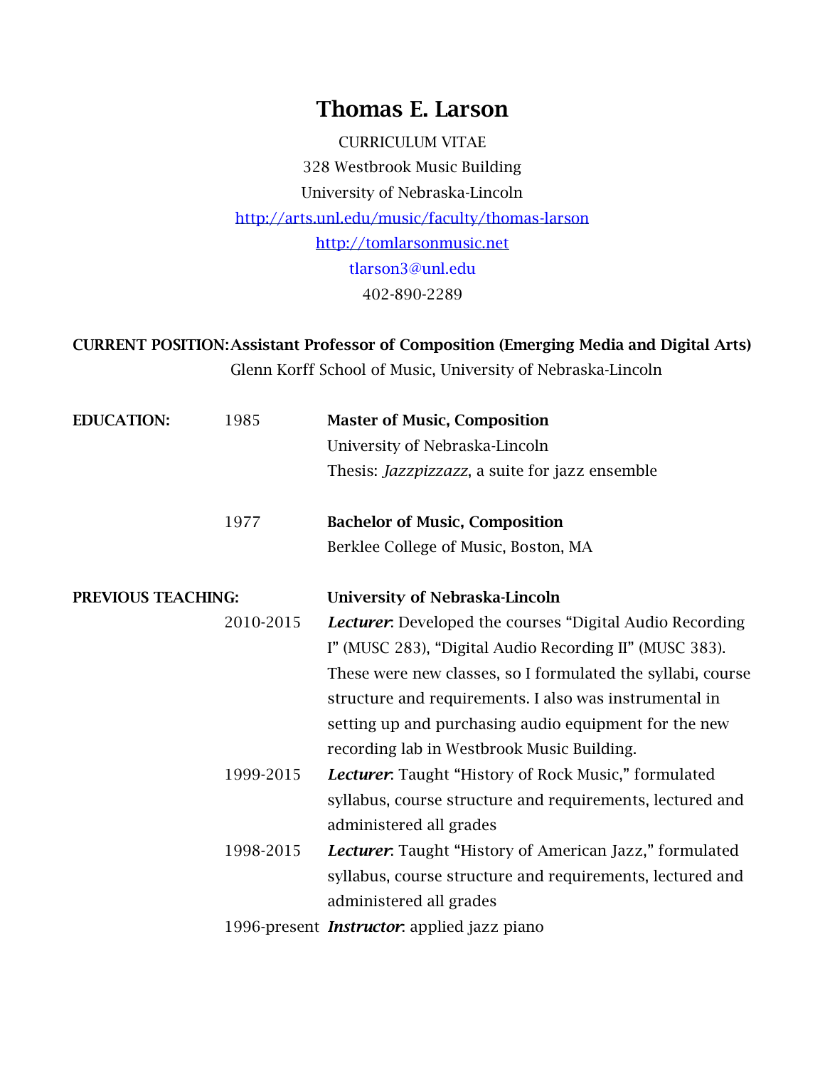# Thomas E. Larson

CURRICULUM VITAE

328 Westbrook Music Building

University of Nebraska-Lincoln

http://arts.unl.edu/music/faculty/thomas-larson

http://tomlarsonmusic.net

tlarson3@unl.edu

402-890-2289

**CURRENT POSITION:** **Assistant Professor of Composition (Emerging Media and Digital Arts)**
Glenn Korff School of Music, University of Nebraska-Lincoln

**EDUCATION:**

1985 **Master of Music, Composition**
University of Nebraska-Lincoln
Thesis: *Jazzpizzazz*, a suite for jazz ensemble

1977 **Bachelor of Music, Composition**
Berklee College of Music, Boston, MA

**PREVIOUS TEACHING:** **University of Nebraska-Lincoln**

2010-2015 ***Lecturer***: Developed the courses "Digital Audio Recording I" (MUSC 283), "Digital Audio Recording II" (MUSC 383). These were new classes, so I formulated the syllabi, course structure and requirements. I also was instrumental in setting up and purchasing audio equipment for the new recording lab in Westbrook Music Building.

1999-2015 ***Lecturer***: Taught "History of Rock Music," formulated syllabus, course structure and requirements, lectured and administered all grades

1998-2015 ***Lecturer***: Taught "History of American Jazz," formulated syllabus, course structure and requirements, lectured and administered all grades

1996-present ***Instructor***: applied jazz piano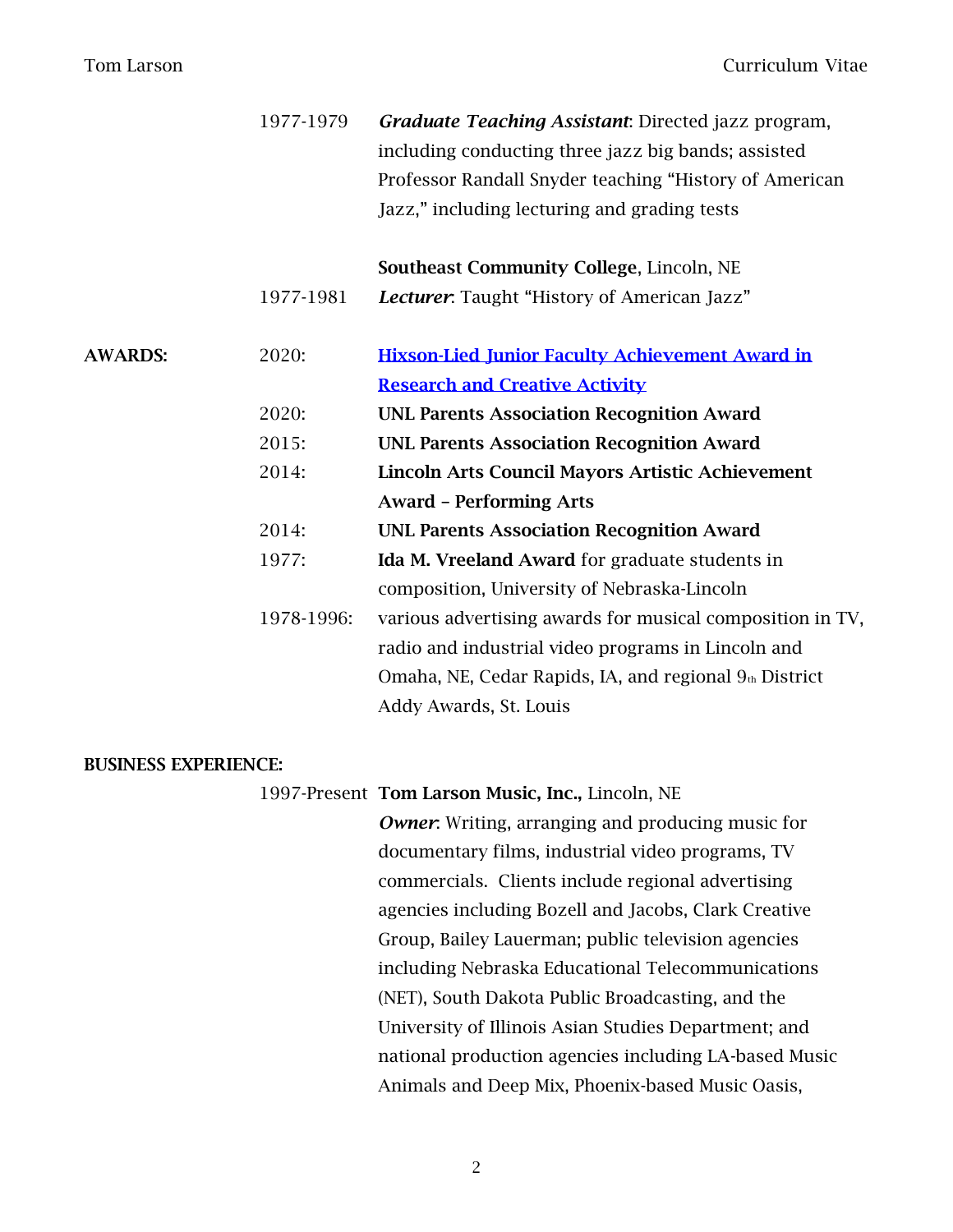1977-1979 ***Graduate Teaching Assistant***: Directed jazz program, including conducting three jazz big bands; assisted Professor Randall Snyder teaching "History of American Jazz," including lecturing and grading tests

**Southeast Community College**, Lincoln, NE

1977-1981 ***Lecturer***: Taught "History of American Jazz"

**AWARDS:**

- 2020: **Hixson-Lied Junior Faculty Achievement Award in Research and Creative Activity**
- 2020: **UNL Parents Association Recognition Award**
- 2015: **UNL Parents Association Recognition Award**
- 2014: **Lincoln Arts Council Mayors Artistic Achievement Award – Performing Arts**
- 2014: **UNL Parents Association Recognition Award**
- 1977: **Ida M. Vreeland Award** for graduate students in composition, University of Nebraska-Lincoln
- 1978-1996: various advertising awards for musical composition in TV, radio and industrial video programs in Lincoln and Omaha, NE, Cedar Rapids, IA, and regional 9th District Addy Awards, St. Louis

**BUSINESS EXPERIENCE:**

1997-Present **Tom Larson Music, Inc.,** Lincoln, NE

***Owner***: Writing, arranging and producing music for documentary films, industrial video programs, TV commercials. Clients include regional advertising agencies including Bozell and Jacobs, Clark Creative Group, Bailey Lauerman; public television agencies including Nebraska Educational Telecommunications (NET), South Dakota Public Broadcasting, and the University of Illinois Asian Studies Department; and national production agencies including LA-based Music Animals and Deep Mix, Phoenix-based Music Oasis,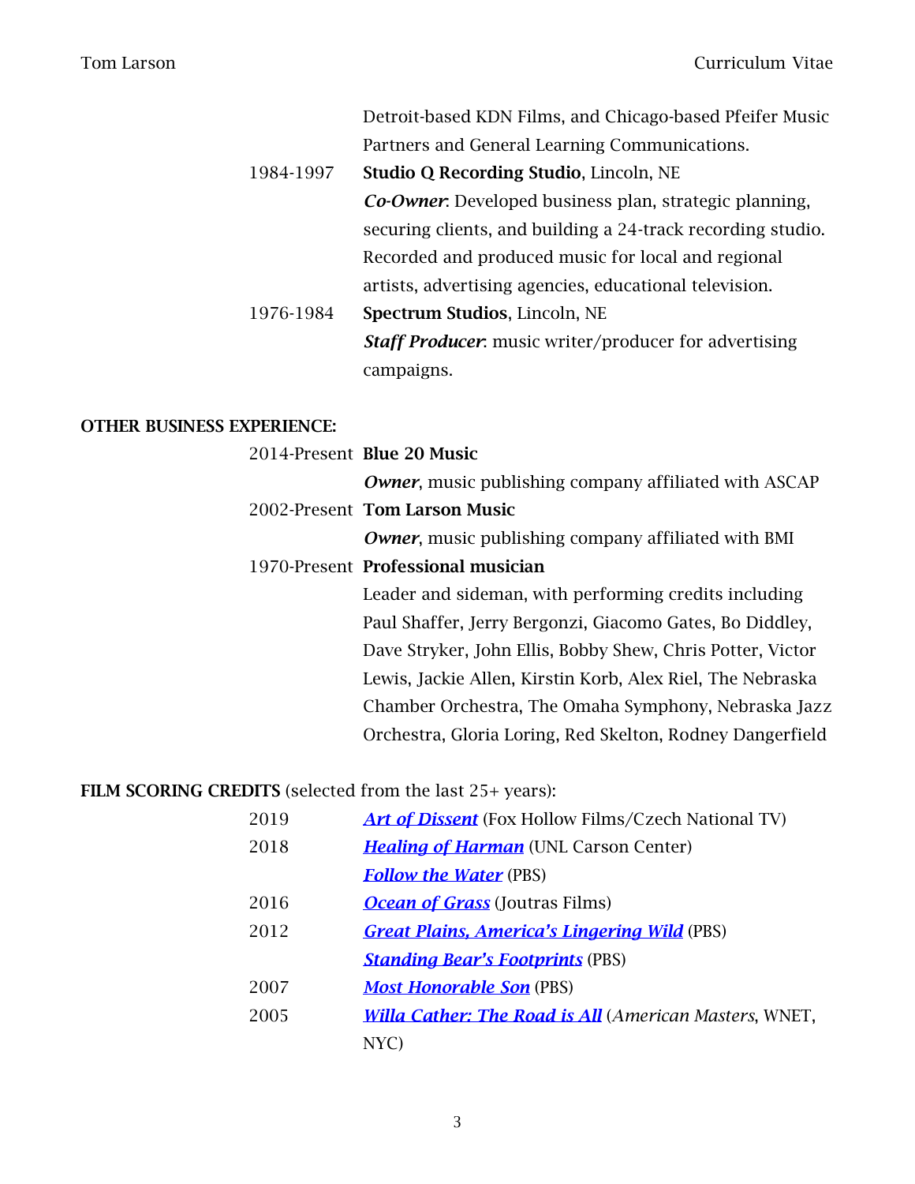Detroit-based KDN Films, and Chicago-based Pfeifer Music Partners and General Learning Communications.

1984-1997 **Studio Q Recording Studio**, Lincoln, NE
***Co-Owner***: Developed business plan, strategic planning, securing clients, and building a 24-track recording studio. Recorded and produced music for local and regional artists, advertising agencies, educational television.

1976-1984 **Spectrum Studios**, Lincoln, NE
***Staff Producer***: music writer/producer for advertising campaigns.

**OTHER BUSINESS EXPERIENCE:**

2014-Present **Blue 20 Music**
***Owner***, music publishing company affiliated with ASCAP

2002-Present **Tom Larson Music**
***Owner***, music publishing company affiliated with BMI

1970-Present **Professional musician**
Leader and sideman, with performing credits including Paul Shaffer, Jerry Bergonzi, Giacomo Gates, Bo Diddley, Dave Stryker, John Ellis, Bobby Shew, Chris Potter, Victor Lewis, Jackie Allen, Kirstin Korb, Alex Riel, The Nebraska Chamber Orchestra, The Omaha Symphony, Nebraska Jazz Orchestra, Gloria Loring, Red Skelton, Rodney Dangerfield

**FILM SCORING CREDITS** (selected from the last 25+ years):

2019 ***Art of Dissent*** (Fox Hollow Films/Czech National TV)

2018 ***Healing of Harman*** (UNL Carson Center)
***Follow the Water*** (PBS)

2016 ***Ocean of Grass*** (Joutras Films)

2012 ***Great Plains, America's Lingering Wild*** (PBS)
***Standing Bear's Footprints*** (PBS)

2007 ***Most Honorable Son*** (PBS)

2005 ***Willa Cather: The Road is All*** (*American Masters*, WNET, NYC)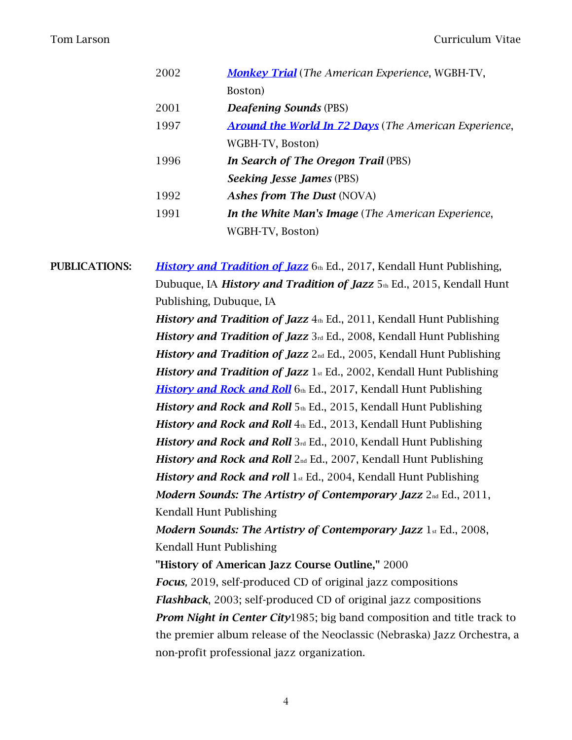| | |
|---|---|
| 2002 | ***Monkey Trial*** (*The American Experience*, WGBH-TV, Boston) |
| 2001 | ***Deafening Sounds*** (PBS) |
| 1997 | ***Around the World In 72 Days*** (*The American Experience*, WGBH-TV, Boston) |
| 1996 | ***In Search of The Oregon Trail*** (PBS) |
| | ***Seeking Jesse James*** (PBS) |
| 1992 | ***Ashes from The Dust*** (NOVA) |
| 1991 | ***In the White Man's Image*** (*The American Experience*, WGBH-TV, Boston) |

**PUBLICATIONS:**

***History and Tradition of Jazz*** 6th Ed., 2017, Kendall Hunt Publishing, Dubuque, IA ***History and Tradition of Jazz*** 5th Ed., 2015, Kendall Hunt Publishing, Dubuque, IA

***History and Tradition of Jazz*** 4th Ed., 2011, Kendall Hunt Publishing

***History and Tradition of Jazz*** 3rd Ed., 2008, Kendall Hunt Publishing

***History and Tradition of Jazz*** 2nd Ed., 2005, Kendall Hunt Publishing

***History and Tradition of Jazz*** 1st Ed., 2002, Kendall Hunt Publishing

***History and Rock and Roll*** 6th Ed., 2017, Kendall Hunt Publishing

***History and Rock and Roll*** 5th Ed., 2015, Kendall Hunt Publishing

***History and Rock and Roll*** 4th Ed., 2013, Kendall Hunt Publishing

***History and Rock and Roll*** 3rd Ed., 2010, Kendall Hunt Publishing

***History and Rock and Roll*** 2nd Ed., 2007, Kendall Hunt Publishing

***History and Rock and roll*** 1st Ed., 2004, Kendall Hunt Publishing

***Modern Sounds: The Artistry of Contemporary Jazz*** 2nd Ed., 2011, Kendall Hunt Publishing

***Modern Sounds: The Artistry of Contemporary Jazz*** 1st Ed., 2008, Kendall Hunt Publishing

**"History of American Jazz Course Outline,"** 2000

***Focus,*** 2019, self-produced CD of original jazz compositions

***Flashback***, 2003; self-produced CD of original jazz compositions

***Prom Night in Center City***1985; big band composition and title track to the premier album release of the Neoclassic (Nebraska) Jazz Orchestra, a non-profit professional jazz organization.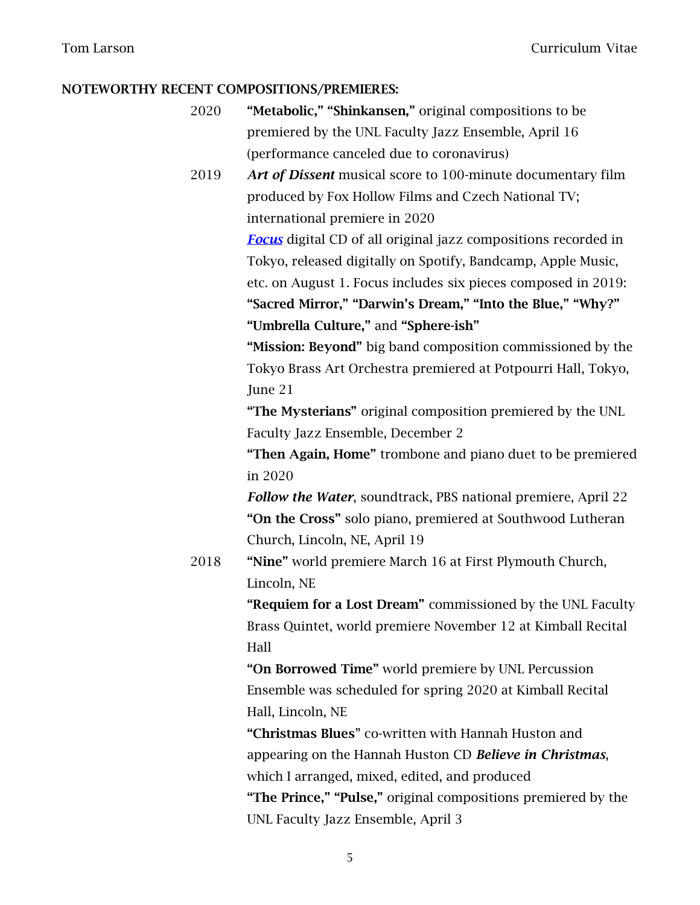## NOTEWORTHY RECENT COMPOSITIONS/PREMIERES:

2020 **"Metabolic," "Shinkansen,"** original compositions to be premiered by the UNL Faculty Jazz Ensemble, April 16 (performance canceled due to coronavirus)

2019 ***Art of Dissent*** musical score to 100-minute documentary film produced by Fox Hollow Films and Czech National TV; international premiere in 2020

***Focus*** digital CD of all original jazz compositions recorded in Tokyo, released digitally on Spotify, Bandcamp, Apple Music, etc. on August 1. Focus includes six pieces composed in 2019: **"Sacred Mirror," "Darwin's Dream," "Into the Blue," "Why?" "Umbrella Culture,"** and **"Sphere-ish"**

**"Mission: Beyond"** big band composition commissioned by the Tokyo Brass Art Orchestra premiered at Potpourri Hall, Tokyo, June 21

**"The Mysterians"** original composition premiered by the UNL Faculty Jazz Ensemble, December 2

**"Then Again, Home"** trombone and piano duet to be premiered in 2020

***Follow the Water***, soundtrack, PBS national premiere, April 22

**"On the Cross"** solo piano, premiered at Southwood Lutheran Church, Lincoln, NE, April 19

2018 **"Nine"** world premiere March 16 at First Plymouth Church, Lincoln, NE

**"Requiem for a Lost Dream"** commissioned by the UNL Faculty Brass Quintet, world premiere November 12 at Kimball Recital Hall

**"On Borrowed Time"** world premiere by UNL Percussion Ensemble was scheduled for spring 2020 at Kimball Recital Hall, Lincoln, NE

**"Christmas Blues"** co-written with Hannah Huston and appearing on the Hannah Huston CD ***Believe in Christmas***, which I arranged, mixed, edited, and produced

**"The Prince," "Pulse,"** original compositions premiered by the UNL Faculty Jazz Ensemble, April 3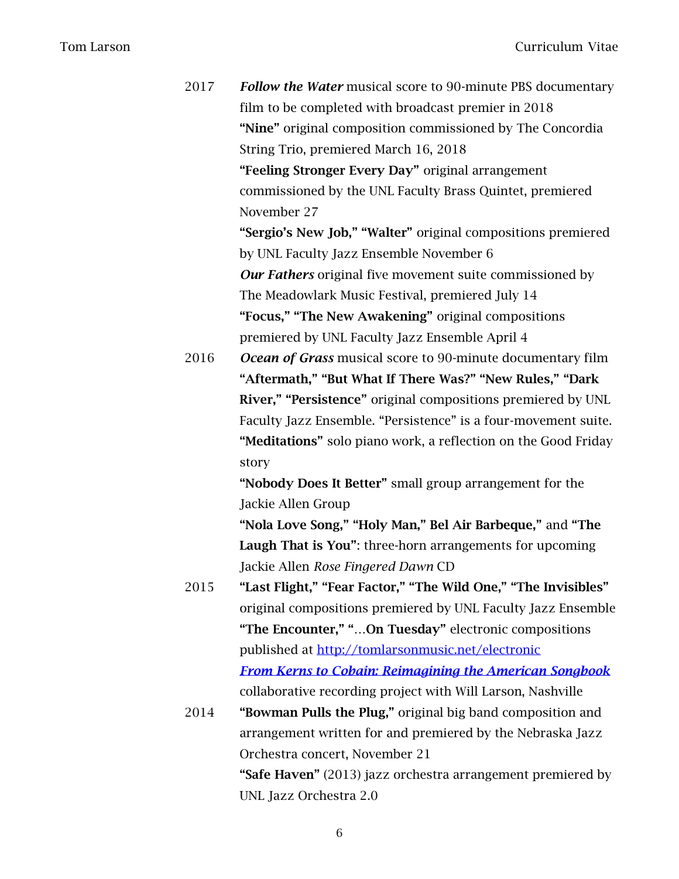2017 ***Follow the Water*** musical score to 90-minute PBS documentary film to be completed with broadcast premier in 2018

**"Nine"** original composition commissioned by The Concordia String Trio, premiered March 16, 2018

**"Feeling Stronger Every Day"** original arrangement commissioned by the UNL Faculty Brass Quintet, premiered November 27

**"Sergio's New Job," "Walter"** original compositions premiered by UNL Faculty Jazz Ensemble November 6

***Our Fathers*** original five movement suite commissioned by The Meadowlark Music Festival, premiered July 14

**"Focus," "The New Awakening"** original compositions premiered by UNL Faculty Jazz Ensemble April 4

2016 ***Ocean of Grass*** musical score to 90-minute documentary film

**"Aftermath," "But What If There Was?" "New Rules," "Dark River," "Persistence"** original compositions premiered by UNL Faculty Jazz Ensemble. "Persistence" is a four-movement suite.

**"Meditations"** solo piano work, a reflection on the Good Friday story

**"Nobody Does It Better"** small group arrangement for the Jackie Allen Group

**"Nola Love Song," "Holy Man," Bel Air Barbeque,"** and **"The Laugh That is You"**: three-horn arrangements for upcoming Jackie Allen *Rose Fingered Dawn* CD

2015 **"Last Flight," "Fear Factor," "The Wild One," "The Invisibles"** original compositions premiered by UNL Faculty Jazz Ensemble

**"The Encounter," "**...**On Tuesday"** electronic compositions published at http://tomlarsonmusic.net/electronic

***From Kerns to Cobain: Reimagining the American Songbook*** collaborative recording project with Will Larson, Nashville

2014 **"Bowman Pulls the Plug,"** original big band composition and arrangement written for and premiered by the Nebraska Jazz Orchestra concert, November 21

**"Safe Haven"** (2013) jazz orchestra arrangement premiered by UNL Jazz Orchestra 2.0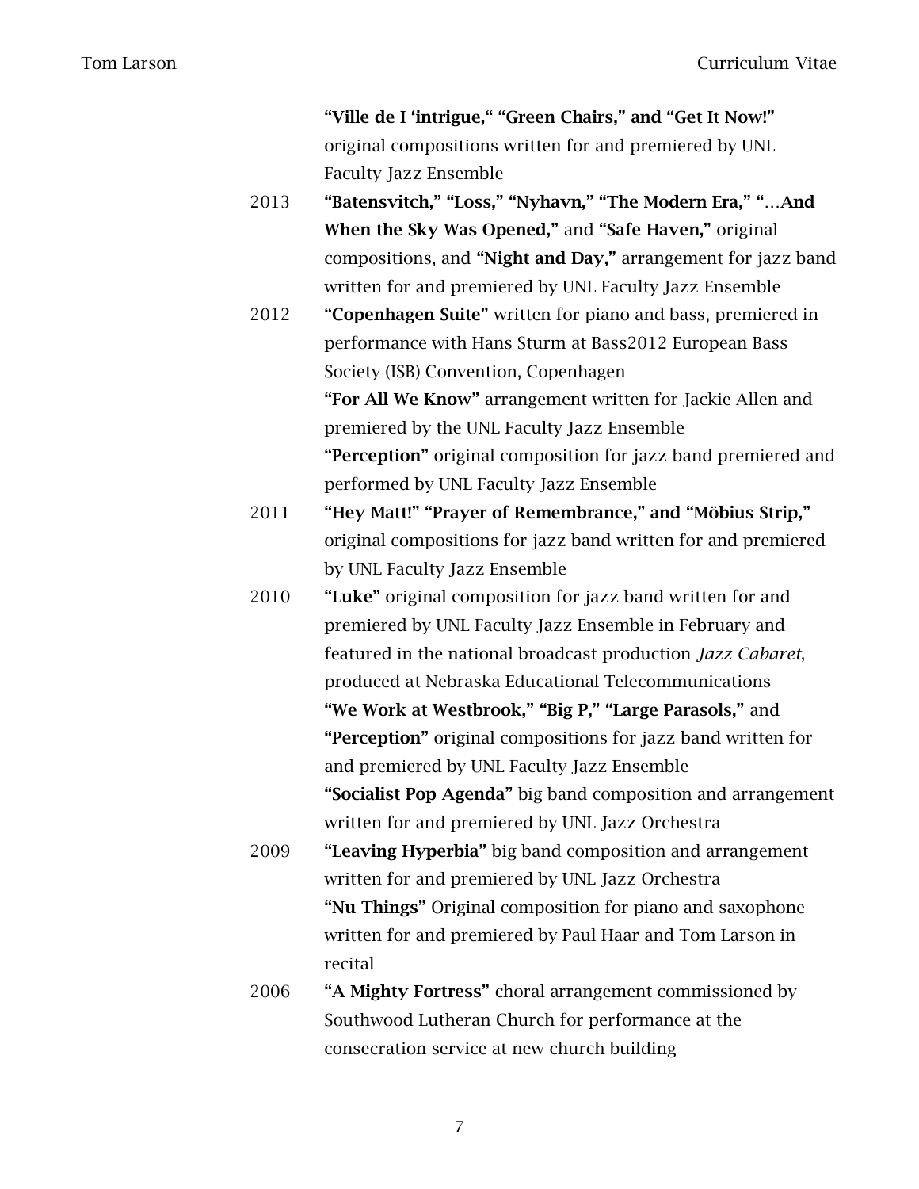**"Ville de I 'intrigue," "Green Chairs," and "Get It Now!"** original compositions written for and premiered by UNL Faculty Jazz Ensemble

2013 **"Batensvitch," "Loss," "Nyhavn," "The Modern Era," "…And When the Sky Was Opened,"** and **"Safe Haven,"** original compositions, and **"Night and Day,"** arrangement for jazz band written for and premiered by UNL Faculty Jazz Ensemble

2012 **"Copenhagen Suite"** written for piano and bass, premiered in performance with Hans Sturm at Bass2012 European Bass Society (ISB) Convention, Copenhagen

**"For All We Know"** arrangement written for Jackie Allen and premiered by the UNL Faculty Jazz Ensemble

**"Perception"** original composition for jazz band premiered and performed by UNL Faculty Jazz Ensemble

2011 **"Hey Matt!" "Prayer of Remembrance," and "Möbius Strip,"** original compositions for jazz band written for and premiered by UNL Faculty Jazz Ensemble

2010 **"Luke"** original composition for jazz band written for and premiered by UNL Faculty Jazz Ensemble in February and featured in the national broadcast production *Jazz Cabaret*, produced at Nebraska Educational Telecommunications

**"We Work at Westbrook," "Big P," "Large Parasols,"** and **"Perception"** original compositions for jazz band written for and premiered by UNL Faculty Jazz Ensemble

**"Socialist Pop Agenda"** big band composition and arrangement written for and premiered by UNL Jazz Orchestra

2009 **"Leaving Hyperbia"** big band composition and arrangement written for and premiered by UNL Jazz Orchestra

**"Nu Things"** Original composition for piano and saxophone written for and premiered by Paul Haar and Tom Larson in recital

2006 **"A Mighty Fortress"** choral arrangement commissioned by Southwood Lutheran Church for performance at the consecration service at new church building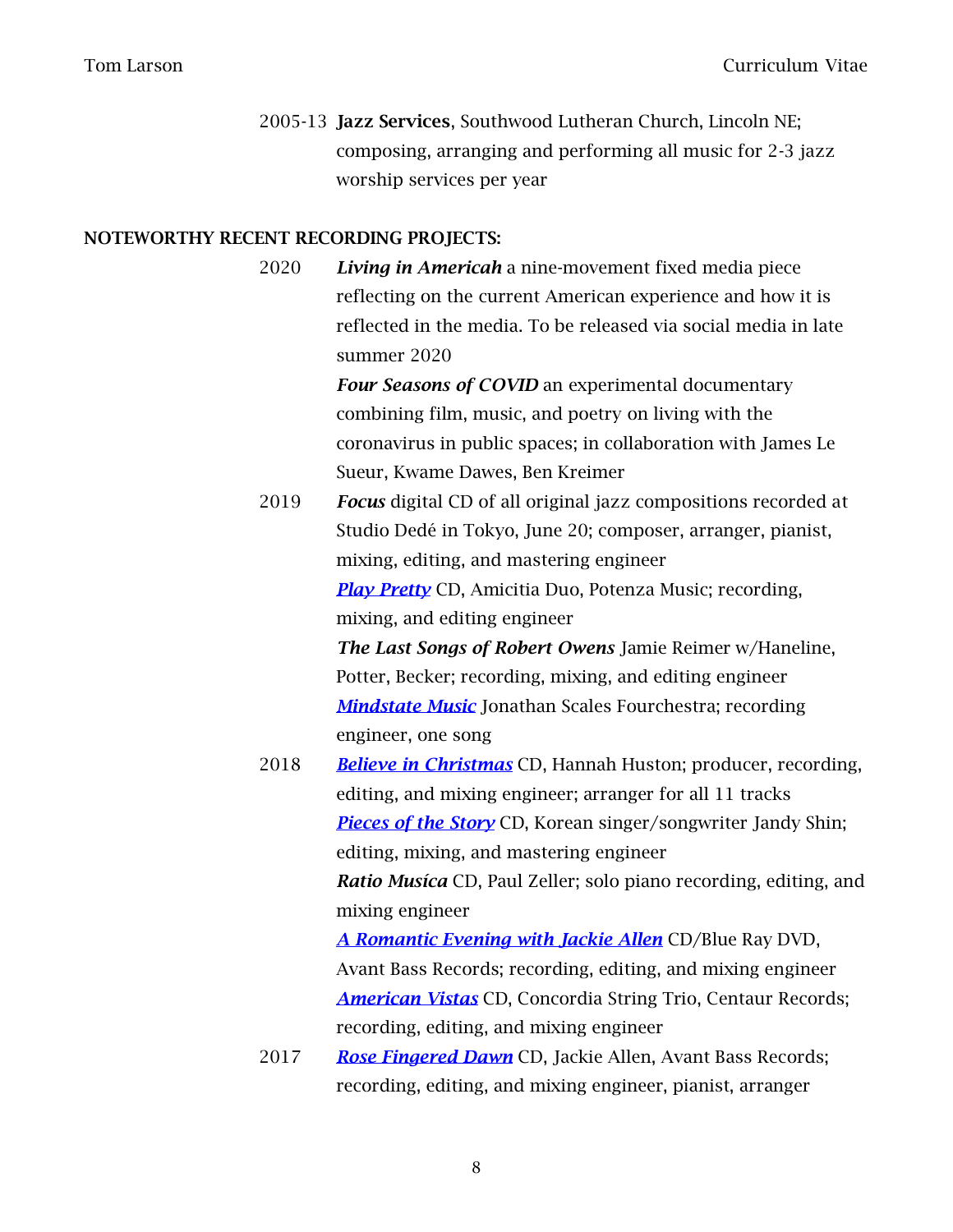2005-13 **Jazz Services**, Southwood Lutheran Church, Lincoln NE; composing, arranging and performing all music for 2-3 jazz worship services per year

**NOTEWORTHY RECENT RECORDING PROJECTS:**

2020 ***Living in Americah*** a nine-movement fixed media piece reflecting on the current American experience and how it is reflected in the media. To be released via social media in late summer 2020

***Four Seasons of COVID*** an experimental documentary combining film, music, and poetry on living with the coronavirus in public spaces; in collaboration with James Le Sueur, Kwame Dawes, Ben Kreimer

2019 ***Focus*** digital CD of all original jazz compositions recorded at Studio Dedé in Tokyo, June 20; composer, arranger, pianist, mixing, editing, and mastering engineer

***Play Pretty*** CD, Amicitia Duo, Potenza Music; recording, mixing, and editing engineer

***The Last Songs of Robert Owens*** Jamie Reimer w/Haneline, Potter, Becker; recording, mixing, and editing engineer

***Mindstate Music*** Jonathan Scales Fourchestra; recording engineer, one song

2018 ***Believe in Christmas*** CD, Hannah Huston; producer, recording, editing, and mixing engineer; arranger for all 11 tracks

***Pieces of the Story*** CD, Korean singer/songwriter Jandy Shin; editing, mixing, and mastering engineer

***Ratio Musica*** CD, Paul Zeller; solo piano recording, editing, and mixing engineer

***A Romantic Evening with Jackie Allen*** CD/Blue Ray DVD, Avant Bass Records; recording, editing, and mixing engineer

***American Vistas*** CD, Concordia String Trio, Centaur Records; recording, editing, and mixing engineer

2017 ***Rose Fingered Dawn*** CD, Jackie Allen, Avant Bass Records; recording, editing, and mixing engineer, pianist, arranger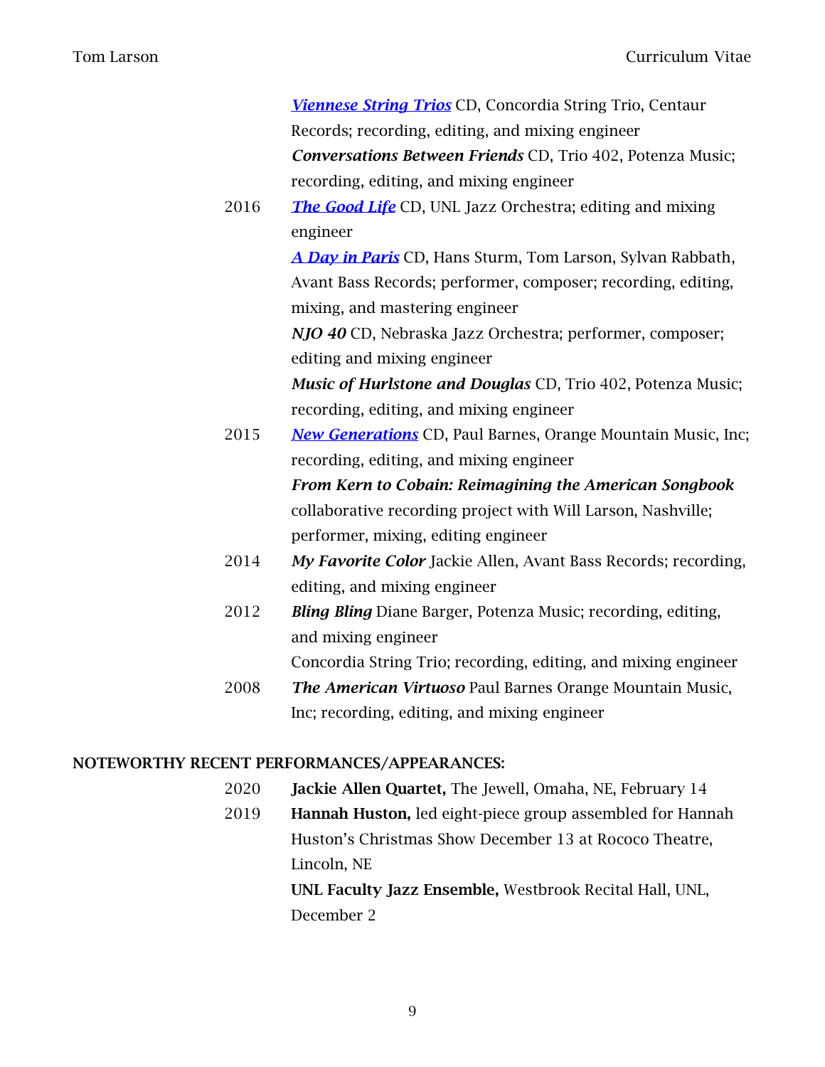***Viennese String Trios*** CD, Concordia String Trio, Centaur Records; recording, editing, and mixing engineer

***Conversations Between Friends*** CD, Trio 402, Potenza Music; recording, editing, and mixing engineer

2016 ***The Good Life*** CD, UNL Jazz Orchestra; editing and mixing engineer

***A Day in Paris*** CD, Hans Sturm, Tom Larson, Sylvan Rabbath, Avant Bass Records; performer, composer; recording, editing, mixing, and mastering engineer

***NJO 40*** CD, Nebraska Jazz Orchestra; performer, composer; editing and mixing engineer

***Music of Hurlstone and Douglas*** CD, Trio 402, Potenza Music; recording, editing, and mixing engineer

2015 ***New Generations*** CD, Paul Barnes, Orange Mountain Music, Inc; recording, editing, and mixing engineer

***From Kern to Cobain: Reimagining the American Songbook*** collaborative recording project with Will Larson, Nashville; performer, mixing, editing engineer

2014 ***My Favorite Color*** Jackie Allen, Avant Bass Records; recording, editing, and mixing engineer

2012 ***Bling Bling*** Diane Barger, Potenza Music; recording, editing, and mixing engineer

Concordia String Trio; recording, editing, and mixing engineer

2008 ***The American Virtuoso*** Paul Barnes Orange Mountain Music, Inc; recording, editing, and mixing engineer

**NOTEWORTHY RECENT PERFORMANCES/APPEARANCES:**

2020 **Jackie Allen Quartet,** The Jewell, Omaha, NE, February 14

2019 **Hannah Huston,** led eight-piece group assembled for Hannah Huston's Christmas Show December 13 at Rococo Theatre, Lincoln, NE

**UNL Faculty Jazz Ensemble,** Westbrook Recital Hall, UNL, December 2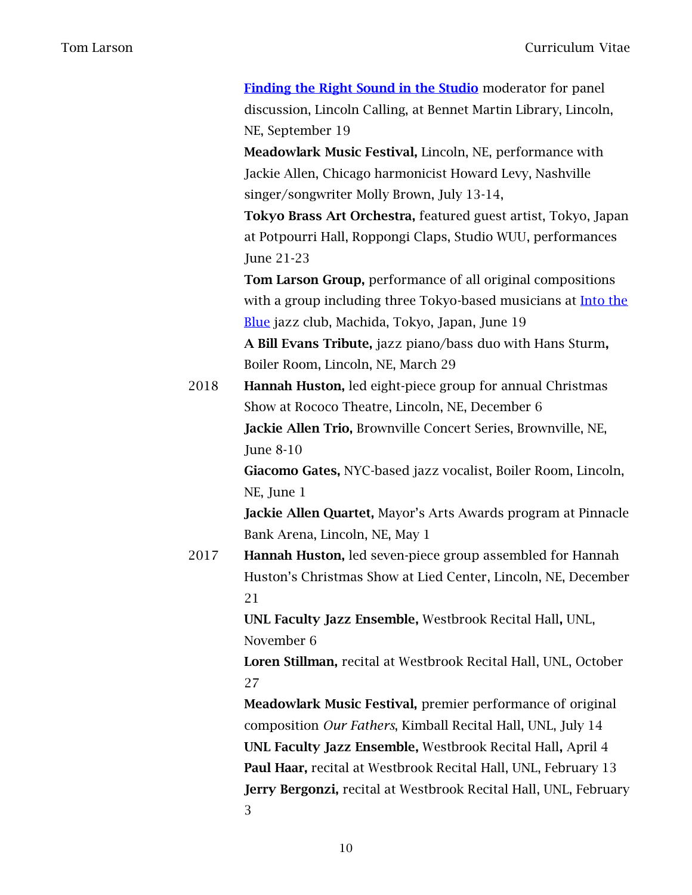[Finding the Right Sound in the Studio](#) moderator for panel discussion, Lincoln Calling, at Bennet Martin Library, Lincoln, NE, September 19

**Meadowlark Music Festival,** Lincoln, NE, performance with Jackie Allen, Chicago harmonicist Howard Levy, Nashville singer/songwriter Molly Brown, July 13-14,

**Tokyo Brass Art Orchestra,** featured guest artist, Tokyo, Japan at Potpourri Hall, Roppongi Claps, Studio WUU, performances June 21-23

**Tom Larson Group,** performance of all original compositions with a group including three Tokyo-based musicians at [Into the Blue](#) jazz club, Machida, Tokyo, Japan, June 19

**A Bill Evans Tribute,** jazz piano/bass duo with Hans Sturm**,** Boiler Room, Lincoln, NE, March 29

2018 **Hannah Huston,** led eight-piece group for annual Christmas Show at Rococo Theatre, Lincoln, NE, December 6

**Jackie Allen Trio,** Brownville Concert Series, Brownville, NE, June 8-10

**Giacomo Gates,** NYC-based jazz vocalist, Boiler Room, Lincoln, NE, June 1

**Jackie Allen Quartet,** Mayor's Arts Awards program at Pinnacle Bank Arena, Lincoln, NE, May 1

2017 **Hannah Huston,** led seven-piece group assembled for Hannah Huston's Christmas Show at Lied Center, Lincoln, NE, December 21

**UNL Faculty Jazz Ensemble,** Westbrook Recital Hall**,** UNL, November 6

**Loren Stillman,** recital at Westbrook Recital Hall, UNL, October 27

**Meadowlark Music Festival,** premier performance of original composition *Our Fathers*, Kimball Recital Hall, UNL, July 14

**UNL Faculty Jazz Ensemble,** Westbrook Recital Hall**,** April 4

**Paul Haar,** recital at Westbrook Recital Hall, UNL, February 13

**Jerry Bergonzi,** recital at Westbrook Recital Hall, UNL, February 3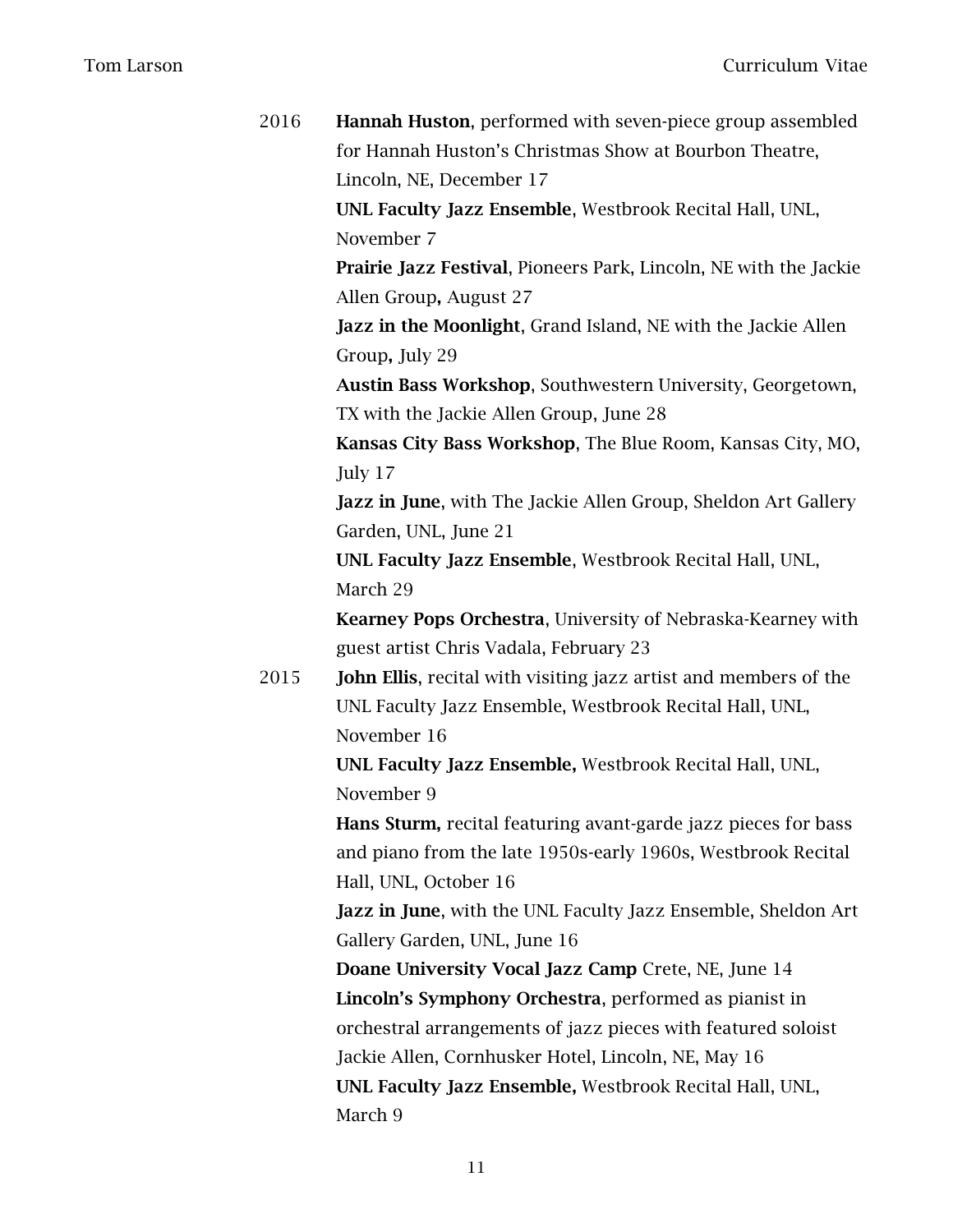2016 **Hannah Huston**, performed with seven-piece group assembled for Hannah Huston's Christmas Show at Bourbon Theatre, Lincoln, NE, December 17

**UNL Faculty Jazz Ensemble**, Westbrook Recital Hall, UNL, November 7

**Prairie Jazz Festival**, Pioneers Park, Lincoln, NE with the Jackie Allen Group**,** August 27

**Jazz in the Moonlight**, Grand Island, NE with the Jackie Allen Group**,** July 29

**Austin Bass Workshop**, Southwestern University, Georgetown, TX with the Jackie Allen Group, June 28

**Kansas City Bass Workshop**, The Blue Room, Kansas City, MO, July 17

**Jazz in June**, with The Jackie Allen Group, Sheldon Art Gallery Garden, UNL, June 21

**UNL Faculty Jazz Ensemble**, Westbrook Recital Hall, UNL, March 29

**Kearney Pops Orchestra**, University of Nebraska-Kearney with guest artist Chris Vadala, February 23

2015 **John Ellis**, recital with visiting jazz artist and members of the UNL Faculty Jazz Ensemble, Westbrook Recital Hall, UNL, November 16

**UNL Faculty Jazz Ensemble,** Westbrook Recital Hall, UNL, November 9

**Hans Sturm,** recital featuring avant-garde jazz pieces for bass and piano from the late 1950s-early 1960s, Westbrook Recital Hall, UNL, October 16

**Jazz in June**, with the UNL Faculty Jazz Ensemble, Sheldon Art Gallery Garden, UNL, June 16

**Doane University Vocal Jazz Camp** Crete, NE, June 14

**Lincoln's Symphony Orchestra**, performed as pianist in orchestral arrangements of jazz pieces with featured soloist Jackie Allen, Cornhusker Hotel, Lincoln, NE, May 16

**UNL Faculty Jazz Ensemble,** Westbrook Recital Hall, UNL, March 9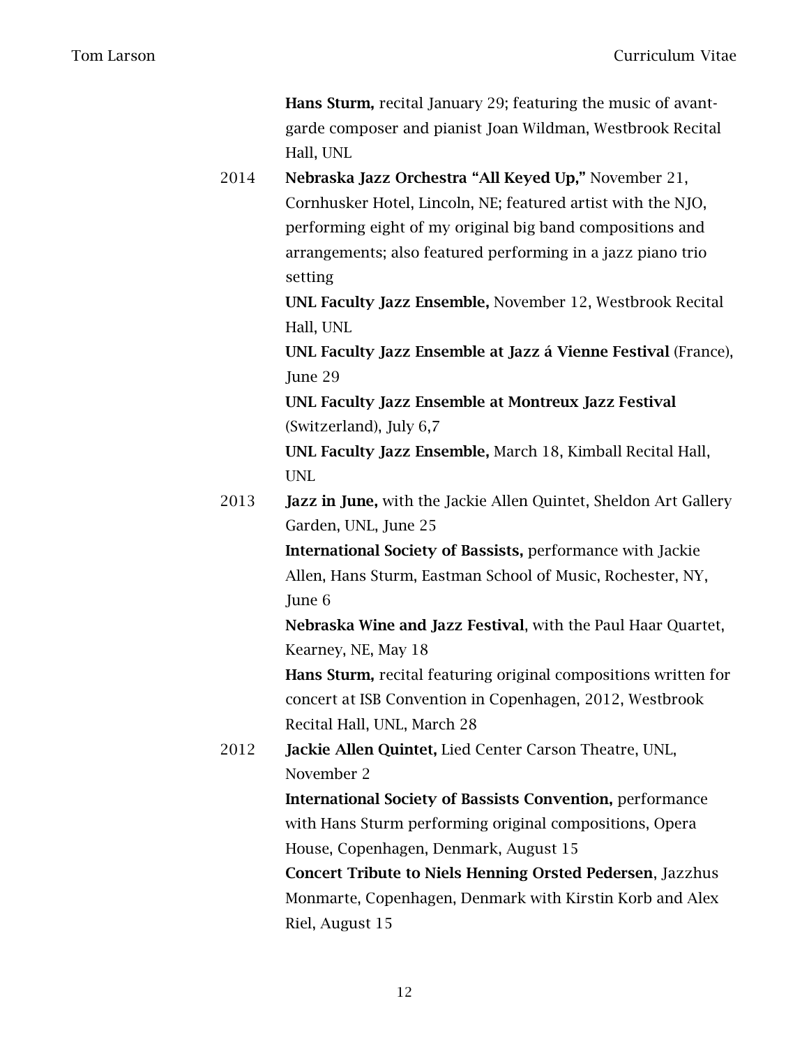**Hans Sturm,** recital January 29; featuring the music of avant-garde composer and pianist Joan Wildman, Westbrook Recital Hall, UNL

2014 **Nebraska Jazz Orchestra "All Keyed Up,"** November 21, Cornhusker Hotel, Lincoln, NE; featured artist with the NJO, performing eight of my original big band compositions and arrangements; also featured performing in a jazz piano trio setting

**UNL Faculty Jazz Ensemble,** November 12, Westbrook Recital Hall, UNL

**UNL Faculty Jazz Ensemble at Jazz á Vienne Festival** (France), June 29

**UNL Faculty Jazz Ensemble at Montreux Jazz Festival** (Switzerland), July 6,7

**UNL Faculty Jazz Ensemble,** March 18, Kimball Recital Hall, UNL

2013 **Jazz in June,** with the Jackie Allen Quintet, Sheldon Art Gallery Garden, UNL, June 25

**International Society of Bassists,** performance with Jackie Allen, Hans Sturm, Eastman School of Music, Rochester, NY, June 6

**Nebraska Wine and Jazz Festival**, with the Paul Haar Quartet, Kearney, NE, May 18

**Hans Sturm,** recital featuring original compositions written for concert at ISB Convention in Copenhagen, 2012, Westbrook Recital Hall, UNL, March 28

2012 **Jackie Allen Quintet,** Lied Center Carson Theatre, UNL, November 2

**International Society of Bassists Convention,** performance with Hans Sturm performing original compositions, Opera House, Copenhagen, Denmark, August 15

**Concert Tribute to Niels Henning Orsted Pedersen**, Jazzhus Monmarte, Copenhagen, Denmark with Kirstin Korb and Alex Riel, August 15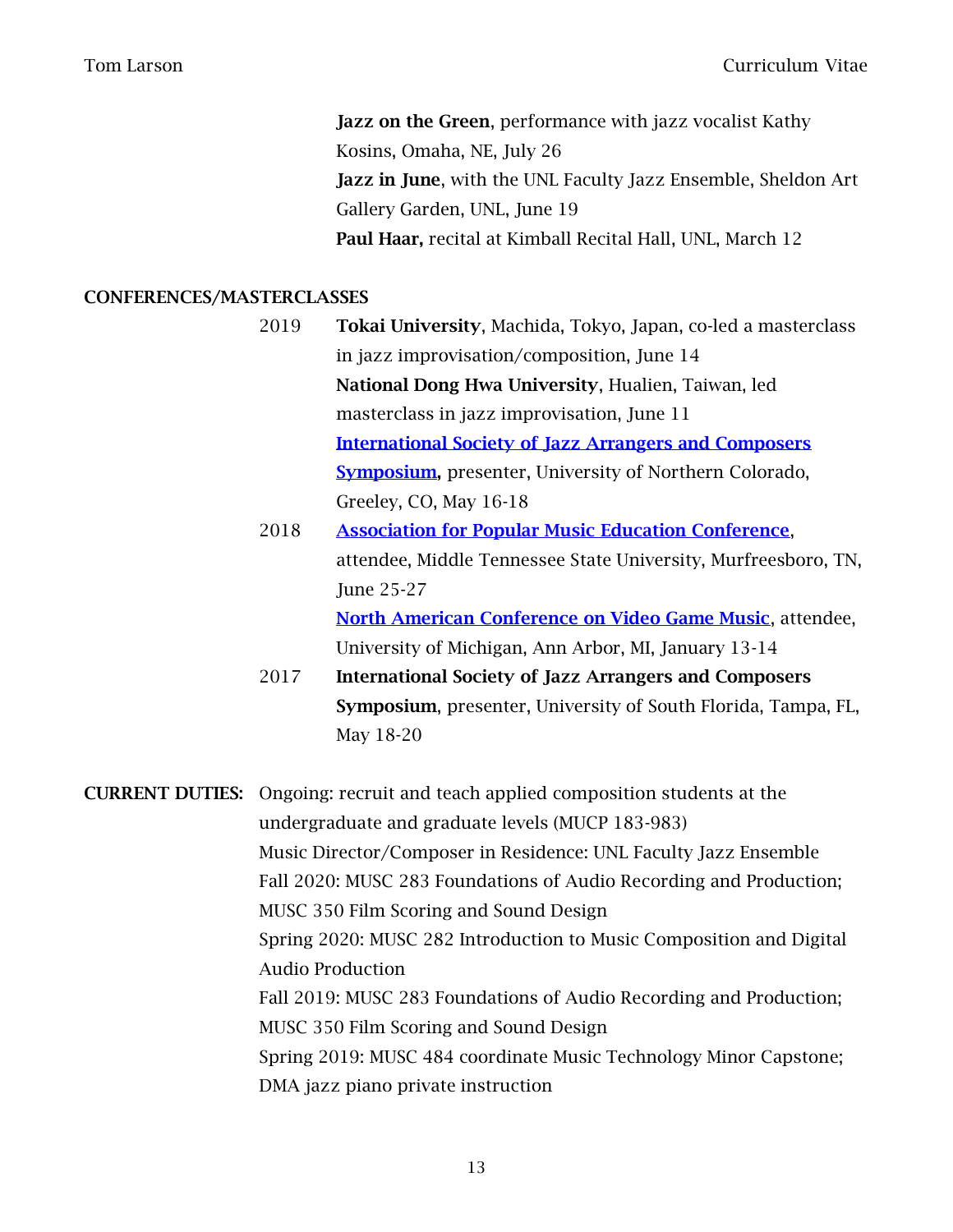**Jazz on the Green**, performance with jazz vocalist Kathy Kosins, Omaha, NE, July 26
**Jazz in June**, with the UNL Faculty Jazz Ensemble, Sheldon Art Gallery Garden, UNL, June 19
**Paul Haar,** recital at Kimball Recital Hall, UNL, March 12

**CONFERENCES/MASTERCLASSES**

2019
**Tokai University**, Machida, Tokyo, Japan, co-led a masterclass in jazz improvisation/composition, June 14
**National Dong Hwa University**, Hualien, Taiwan, led masterclass in jazz improvisation, June 11
**International Society of Jazz Arrangers and Composers Symposium,** presenter, University of Northern Colorado, Greeley, CO, May 16-18

2018
**Association for Popular Music Education Conference**, attendee, Middle Tennessee State University, Murfreesboro, TN, June 25-27
**North American Conference on Video Game Music**, attendee, University of Michigan, Ann Arbor, MI, January 13-14

2017
**International Society of Jazz Arrangers and Composers Symposium**, presenter, University of South Florida, Tampa, FL, May 18-20

**CURRENT DUTIES:** Ongoing: recruit and teach applied composition students at the undergraduate and graduate levels (MUCP 183-983)
Music Director/Composer in Residence: UNL Faculty Jazz Ensemble
Fall 2020: MUSC 283 Foundations of Audio Recording and Production; MUSC 350 Film Scoring and Sound Design
Spring 2020: MUSC 282 Introduction to Music Composition and Digital Audio Production
Fall 2019: MUSC 283 Foundations of Audio Recording and Production; MUSC 350 Film Scoring and Sound Design
Spring 2019: MUSC 484 coordinate Music Technology Minor Capstone; DMA jazz piano private instruction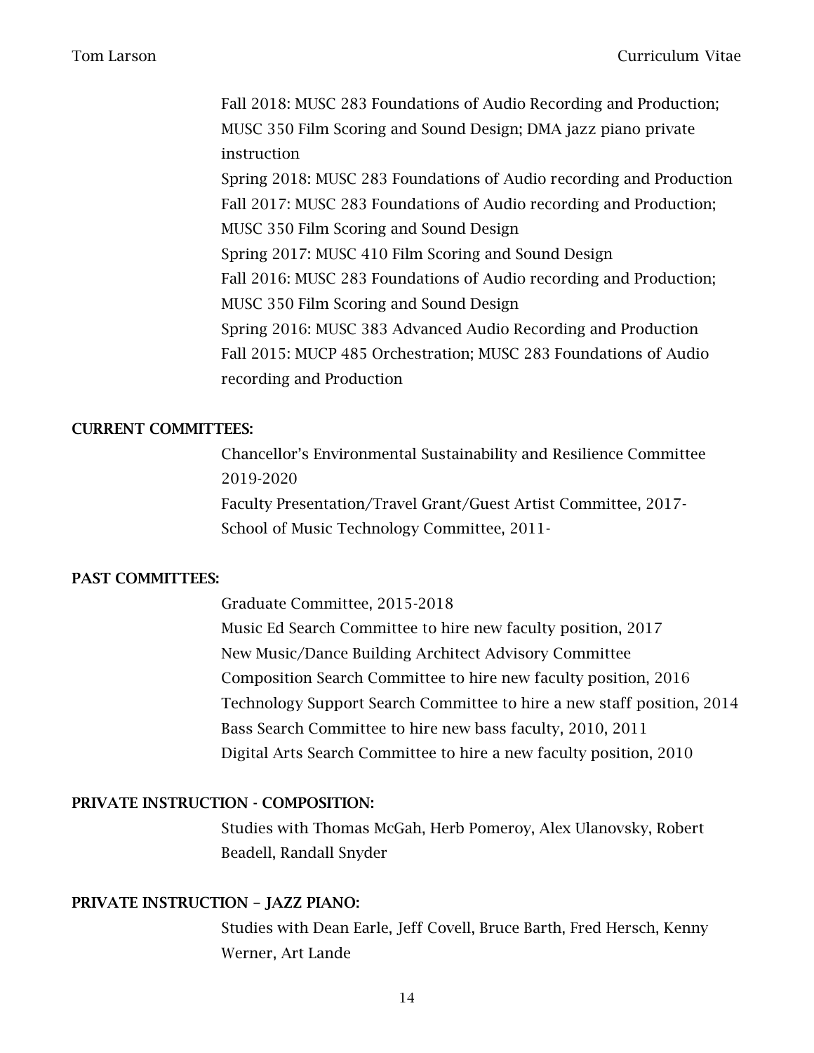Fall 2018: MUSC 283 Foundations of Audio Recording and Production; MUSC 350 Film Scoring and Sound Design; DMA jazz piano private instruction

Spring 2018: MUSC 283 Foundations of Audio recording and Production

Fall 2017: MUSC 283 Foundations of Audio recording and Production; MUSC 350 Film Scoring and Sound Design

Spring 2017: MUSC 410 Film Scoring and Sound Design

Fall 2016: MUSC 283 Foundations of Audio recording and Production; MUSC 350 Film Scoring and Sound Design

Spring 2016: MUSC 383 Advanced Audio Recording and Production

Fall 2015: MUCP 485 Orchestration; MUSC 283 Foundations of Audio recording and Production

## CURRENT COMMITTEES:

Chancellor's Environmental Sustainability and Resilience Committee 2019-2020

Faculty Presentation/Travel Grant/Guest Artist Committee, 2017-

School of Music Technology Committee, 2011-

## PAST COMMITTEES:

Graduate Committee, 2015-2018

Music Ed Search Committee to hire new faculty position, 2017

New Music/Dance Building Architect Advisory Committee

Composition Search Committee to hire new faculty position, 2016

Technology Support Search Committee to hire a new staff position, 2014

Bass Search Committee to hire new bass faculty, 2010, 2011

Digital Arts Search Committee to hire a new faculty position, 2010

## PRIVATE INSTRUCTION - COMPOSITION:

Studies with Thomas McGah, Herb Pomeroy, Alex Ulanovsky, Robert Beadell, Randall Snyder

## PRIVATE INSTRUCTION – JAZZ PIANO:

Studies with Dean Earle, Jeff Covell, Bruce Barth, Fred Hersch, Kenny Werner, Art Lande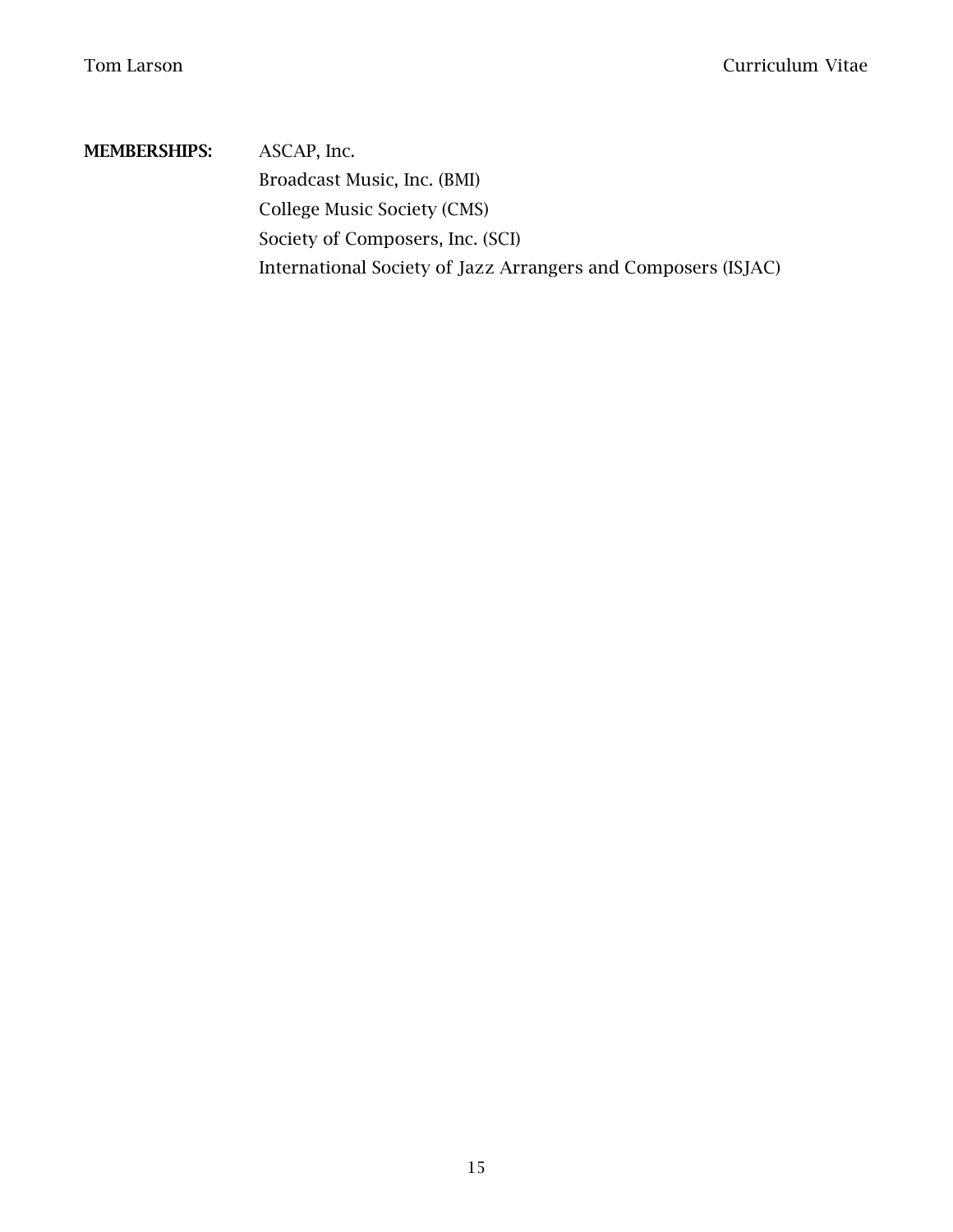**MEMBERSHIPS:**

ASCAP, Inc.
Broadcast Music, Inc. (BMI)
College Music Society (CMS)
Society of Composers, Inc. (SCI)
International Society of Jazz Arrangers and Composers (ISJAC)